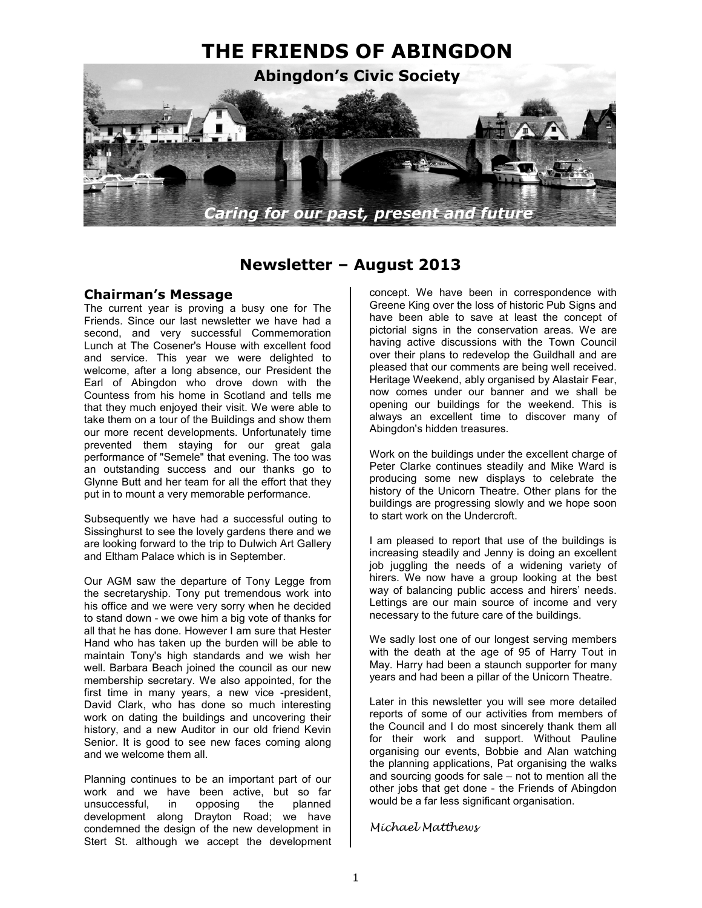# THE FRIENDS OF ABINGDON

## Abingdon's Civic Society

*Caring for our past, present and future*

## Newsletter – August 2013

### Chairman's Message

The current year is proving a busy one for The Friends. Since our last newsletter we have had a second, and very successful Commemoration Lunch at The Cosener's House with excellent food and service. This year we were delighted to welcome, after a long absence, our President the Earl of Abingdon who drove down with the Countess from his home in Scotland and tells me that they much enjoyed their visit. We were able to take them on a tour of the Buildings and show them our more recent developments. Unfortunately time prevented them staying for our great gala performance of "Semele" that evening. The too was an outstanding success and our thanks go to Glynne Butt and her team for all the effort that they put in to mount a very memorable performance.

Subsequently we have had a successful outing to Sissinghurst to see the lovely gardens there and we are looking forward to the trip to Dulwich Art Gallery and Eltham Palace which is in September.

Our AGM saw the departure of Tony Legge from the secretaryship. Tony put tremendous work into his office and we were very sorry when he decided to stand down - we owe him a big vote of thanks for all that he has done. However I am sure that Hester Hand who has taken up the burden will be able to maintain Tony's high standards and we wish her well. Barbara Beach joined the council as our new membership secretary. We also appointed, for the first time in many years, a new vice -president, David Clark, who has done so much interesting work on dating the buildings and uncovering their history, and a new Auditor in our old friend Kevin Senior. It is good to see new faces coming along and we welcome them all.

Planning continues to be an important part of our work and we have been active, but so far unsuccessful, in opposing the planned development along Drayton Road; we have condemned the design of the new development in Stert St. although we accept the development concept. We have been in correspondence with Greene King over the loss of historic Pub Signs and have been able to save at least the concept of pictorial signs in the conservation areas. We are having active discussions with the Town Council over their plans to redevelop the Guildhall and are pleased that our comments are being well received. Heritage Weekend, ably organised by Alastair Fear, now comes under our banner and we shall be opening our buildings for the weekend. This is always an excellent time to discover many of Abingdon's hidden treasures.

Work on the buildings under the excellent charge of Peter Clarke continues steadily and Mike Ward is producing some new displays to celebrate the history of the Unicorn Theatre. Other plans for the buildings are progressing slowly and we hope soon to start work on the Undercroft.

I am pleased to report that use of the buildings is increasing steadily and Jenny is doing an excellent job juggling the needs of a widening variety of hirers. We now have a group looking at the best way of balancing public access and hirers' needs. Lettings are our main source of income and very necessary to the future care of the buildings.

We sadly lost one of our longest serving members with the death at the age of 95 of Harry Tout in May. Harry had been a staunch supporter for many years and had been a pillar of the Unicorn Theatre.

Later in this newsletter you will see more detailed reports of some of our activities from members of the Council and I do most sincerely thank them all for their work and support. Without Pauline organising our events, Bobbie and Alan watching the planning applications, Pat organising the walks and sourcing goods for sale – not to mention all the other jobs that get done - the Friends of Abingdon would be a far less significant organisation.

*Michael Matthews*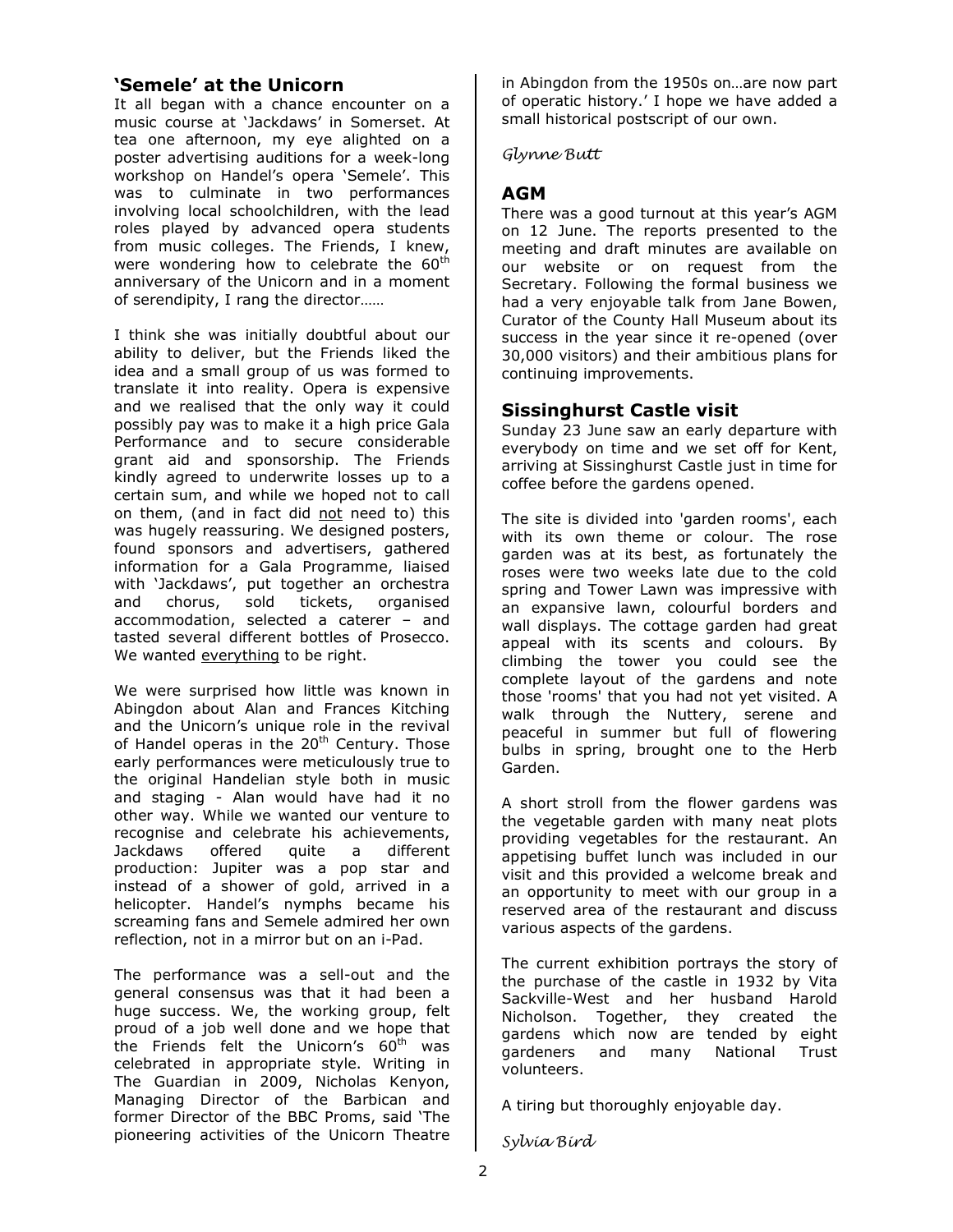## 'Semele' at the Unicorn

It all began with a chance encounter on a music course at 'Jackdaws' in Somerset. At tea one afternoon, my eye alighted on a poster advertising auditions for a week-long workshop on Handel's opera 'Semele'. This was to culminate in two performances involving local schoolchildren, with the lead roles played by advanced opera students from music colleges. The Friends, I knew, were wondering how to celebrate the 60th anniversary of the Unicorn and in a moment of serendipity, I rang the director……

I think she was initially doubtful about our ability to deliver, but the Friends liked the idea and a small group of us was formed to translate it into reality. Opera is expensive and we realised that the only way it could possibly pay was to make it a high price Gala Performance and to secure considerable grant aid and sponsorship. The Friends kindly agreed to underwrite losses up to a certain sum, and while we hoped not to call on them, (and in fact did <u>not</u> need to) this was hugely reassuring. We designed posters, found sponsors and advertisers, gathered information for a Gala Programme, liaised with 'Jackdaws', put together an orchestra and chorus, sold tickets, organised accommodation, selected a caterer – and tasted several different bottles of Prosecco. We wanted <u>everything</u> to be right.

We were surprised how little was known in Abingdon about Alan and Frances Kitching and the Unicorn's unique role in the revival of Handel operas in the 20th Century. Those early performances were meticulously true to the original Handelian style both in music and staging - Alan would have had it no other way. While we wanted our venture to recognise and celebrate his achievements, Jackdaws offered quite a different production: Jupiter was a pop star and instead of a shower of gold, arrived in a helicopter. Handel's nymphs became his screaming fans and Semele admired her own reflection, not in a mirror but on an i-Pad.

The performance was a sell-out and the general consensus was that it had been a huge success. We, the working group, felt proud of a job well done and we hope that the Friends felt the Unicorn's 60th was celebrated in appropriate style. Writing in The Guardian in 2009, Nicholas Kenyon, Managing Director of the Barbican and former Director of the BBC Proms, said 'The pioneering activities of the Unicorn Theatre in Abingdon from the 1950s on…are now part of operatic history.' I hope we have added a small historical postscript of our own.

*Glynne Butt*

## AGM

There was a good turnout at this year's AGM on 12 June. The reports presented to the meeting and draft minutes are available on our website or on request from the Secretary. Following the formal business we had a very enjoyable talk from Jane Bowen, Curator of the County Hall Museum about its success in the year since it re-opened (over 30,000 visitors) and their ambitious plans for continuing improvements.

## Sissinghurst Castle visit

Sunday 23 June saw an early departure with everybody on time and we set off for Kent, arriving at Sissinghurst Castle just in time for coffee before the gardens opened.

The site is divided into 'garden rooms', each with its own theme or colour. The rose garden was at its best, as fortunately the roses were two weeks late due to the cold spring and Tower Lawn was impressive with an expansive lawn, colourful borders and wall displays. The cottage garden had great appeal with its scents and colours. By climbing the tower you could see the complete layout of the gardens and note those 'rooms' that you had not yet visited. A walk through the Nuttery, serene and peaceful in summer but full of flowering bulbs in spring, brought one to the Herb Garden.

A short stroll from the flower gardens was the vegetable garden with many neat plots providing vegetables for the restaurant. An appetising buffet lunch was included in our visit and this provided a welcome break and an opportunity to meet with our group in a reserved area of the restaurant and discuss various aspects of the gardens.

The current exhibition portrays the story of the purchase of the castle in 1932 by Vita Sackville-West and her husband Harold Nicholson. Together, they created the gardens which now are tended by eight gardeners and many National Trust volunteers.

A tiring but thoroughly enjoyable day.

*Sylvia Bird*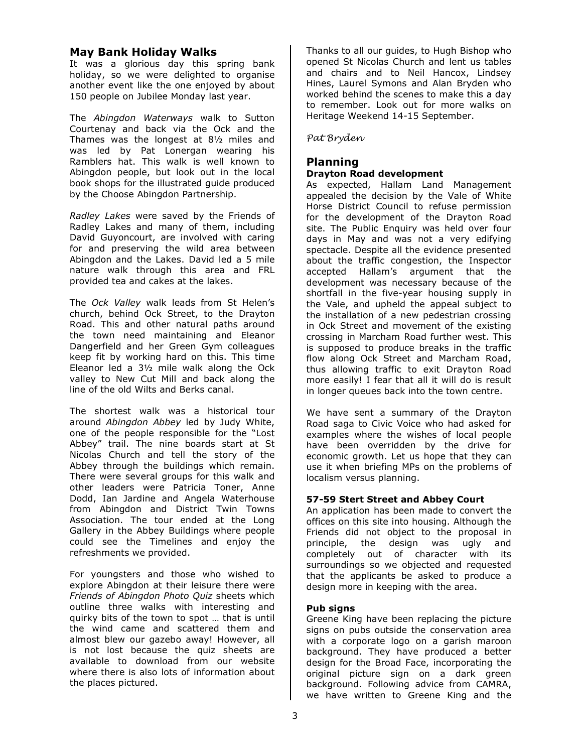## May Bank Holiday Walks

It was a glorious day this spring bank holiday, so we were delighted to organise another event like the one enjoyed by about 150 people on Jubilee Monday last year.

The *Abingdon Waterways* walk to Sutton Courtenay and back via the Ock and the Thames was the longest at 8½ miles and was led by Pat Lonergan wearing his Ramblers hat. This walk is well known to Abingdon people, but look out in the local book shops for the illustrated guide produced by the Choose Abingdon Partnership.

*Radley Lakes* were saved by the Friends of Radley Lakes and many of them, including David Guyoncourt, are involved with caring for and preserving the wild area between Abingdon and the Lakes. David led a 5 mile nature walk through this area and FRL provided tea and cakes at the lakes.

The *Ock Valley* walk leads from St Helen's church, behind Ock Street, to the Drayton Road. This and other natural paths around the town need maintaining and Eleanor Dangerfield and her Green Gym colleagues keep fit by working hard on this. This time Eleanor led a 3½ mile walk along the Ock valley to New Cut Mill and back along the line of the old Wilts and Berks canal.

The shortest walk was a historical tour around *Abingdon Abbey* led by Judy White, one of the people responsible for the "Lost Abbey" trail. The nine boards start at St Nicolas Church and tell the story of the Abbey through the buildings which remain. There were several groups for this walk and other leaders were Patricia Toner, Anne Dodd, Ian Jardine and Angela Waterhouse from Abingdon and District Twin Towns Association. The tour ended at the Long Gallery in the Abbey Buildings where people could see the Timelines and enjoy the refreshments we provided.

For youngsters and those who wished to explore Abingdon at their leisure there were *Friends of Abingdon Photo Quiz* sheets which outline three walks with interesting and quirky bits of the town to spot … that is until the wind came and scattered them and almost blew our gazebo away! However, all is not lost because the quiz sheets are available to download from our website where there is also lots of information about the places pictured.

Thanks to all our guides, to Hugh Bishop who opened St Nicolas Church and lent us tables and chairs and to Neil Hancox, Lindsey Hines, Laurel Symons and Alan Bryden who worked behind the scenes to make this a day to remember. Look out for more walks on Heritage Weekend 14-15 September.

*Pat Bryden*

## Planning

### Drayton Road development

As expected, Hallam Land Management appealed the decision by the Vale of White Horse District Council to refuse permission for the development of the Drayton Road site. The Public Enquiry was held over four days in May and was not a very edifying spectacle. Despite all the evidence presented about the traffic congestion, the Inspector accepted Hallam's argument that the development was necessary because of the shortfall in the five-year housing supply in the Vale, and upheld the appeal subject to the installation of a new pedestrian crossing in Ock Street and movement of the existing crossing in Marcham Road further west. This is supposed to produce breaks in the traffic flow along Ock Street and Marcham Road, thus allowing traffic to exit Drayton Road more easily! I fear that all it will do is result in longer queues back into the town centre.

We have sent a summary of the Drayton Road saga to Civic Voice who had asked for examples where the wishes of local people have been overridden by the drive for economic growth. Let us hope that they can use it when briefing MPs on the problems of localism versus planning.

### 57-59 Stert Street and Abbey Court

An application has been made to convert the offices on this site into housing. Although the Friends did not object to the proposal in principle, the design was ugly and completely out of character with its surroundings so we objected and requested that the applicants be asked to produce a design more in keeping with the area.

### Pub signs

Greene King have been replacing the picture signs on pubs outside the conservation area with a corporate logo on a garish maroon background. They have produced a better design for the Broad Face, incorporating the original picture sign on a dark green background. Following advice from CAMRA, we have written to Greene King and the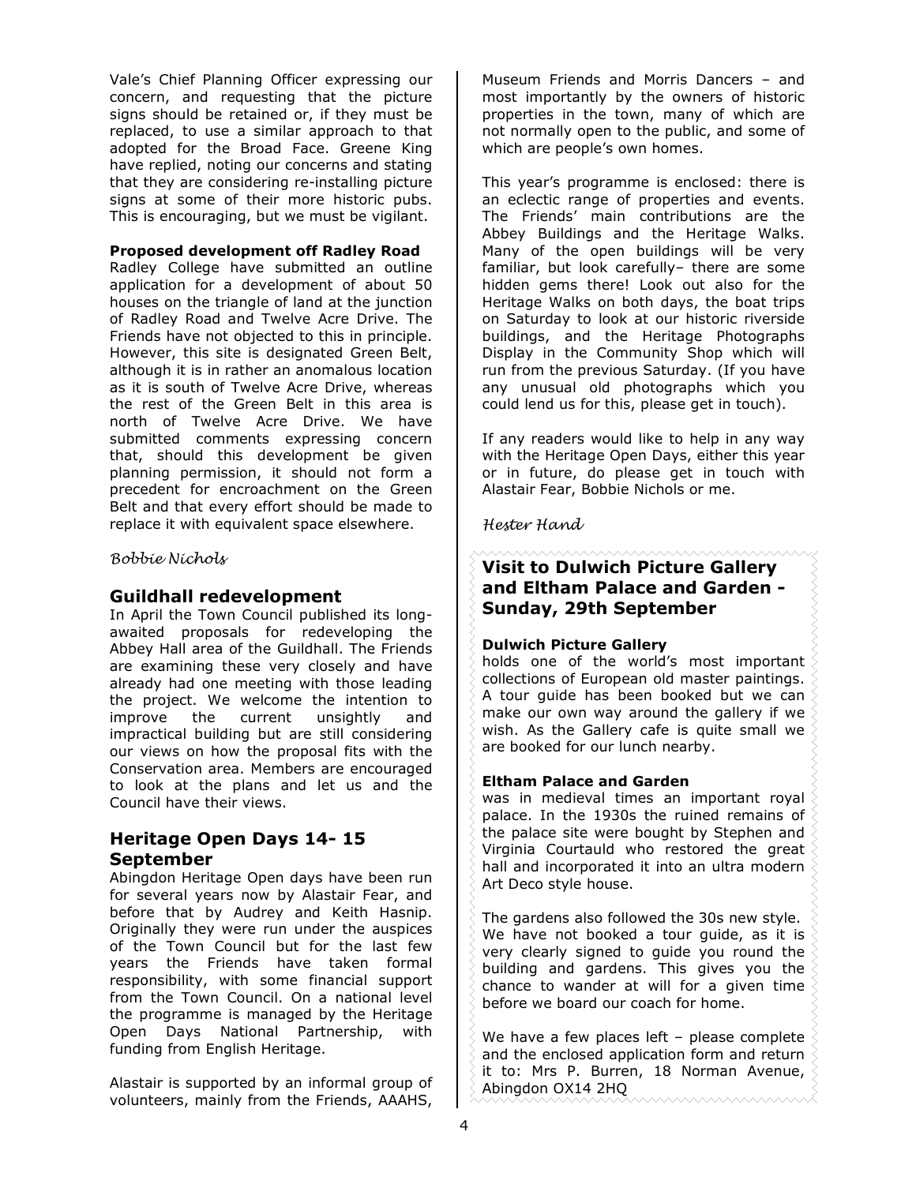Vale's Chief Planning Officer expressing our concern, and requesting that the picture signs should be retained or, if they must be replaced, to use a similar approach to that adopted for the Broad Face. Greene King have replied, noting our concerns and stating that they are considering re-installing picture signs at some of their more historic pubs. This is encouraging, but we must be vigilant.

**Proposed development off Radley Road**

Radley College have submitted an outline application for a development of about 50 houses on the triangle of land at the junction of Radley Road and Twelve Acre Drive. The Friends have not objected to this in principle. However, this site is designated Green Belt, although it is in rather an anomalous location as it is south of Twelve Acre Drive, whereas the rest of the Green Belt in this area is north of Twelve Acre Drive. We have submitted comments expressing concern that, should this development be given planning permission, it should not form a precedent for encroachment on the Green Belt and that every effort should be made to replace it with equivalent space elsewhere.

*Bobbie Nichols*

## Guildhall redevelopment

In April the Town Council published its long-awaited proposals for redeveloping the Abbey Hall area of the Guildhall. The Friends are examining these very closely and have already had one meeting with those leading the project. We welcome the intention to improve the current unsightly and impractical building but are still considering our views on how the proposal fits with the Conservation area. Members are encouraged to look at the plans and let us and the Council have their views.

## Heritage Open Days 14- 15 September

Abingdon Heritage Open days have been run for several years now by Alastair Fear, and before that by Audrey and Keith Hasnip. Originally they were run under the auspices of the Town Council but for the last few years the Friends have taken formal responsibility, with some financial support from the Town Council. On a national level the programme is managed by the Heritage Open Days National Partnership, with funding from English Heritage.

Alastair is supported by an informal group of volunteers, mainly from the Friends, AAAHS, Museum Friends and Morris Dancers – and most importantly by the owners of historic properties in the town, many of which are not normally open to the public, and some of which are people's own homes.

This year's programme is enclosed: there is an eclectic range of properties and events. The Friends' main contributions are the Abbey Buildings and the Heritage Walks. Many of the open buildings will be very familiar, but look carefully– there are some hidden gems there! Look out also for the Heritage Walks on both days, the boat trips on Saturday to look at our historic riverside buildings, and the Heritage Photographs Display in the Community Shop which will run from the previous Saturday. (If you have any unusual old photographs which you could lend us for this, please get in touch).

If any readers would like to help in any way with the Heritage Open Days, either this year or in future, do please get in touch with Alastair Fear, Bobbie Nichols or me.

*Hester Hand*

## Visit to Dulwich Picture Gallery and Eltham Palace and Garden - Sunday, 29th September

**Dulwich Picture Gallery**

holds one of the world's most important collections of European old master paintings. A tour guide has been booked but we can make our own way around the gallery if we wish. As the Gallery cafe is quite small we are booked for our lunch nearby.

**Eltham Palace and Garden**

was in medieval times an important royal palace. In the 1930s the ruined remains of the palace site were bought by Stephen and Virginia Courtauld who restored the great hall and incorporated it into an ultra modern Art Deco style house.

The gardens also followed the 30s new style. We have not booked a tour guide, as it is very clearly signed to guide you round the building and gardens. This gives you the chance to wander at will for a given time before we board our coach for home.

We have a few places left – please complete and the enclosed application form and return it to: Mrs P. Burren, 18 Norman Avenue, Abingdon OX14 2HQ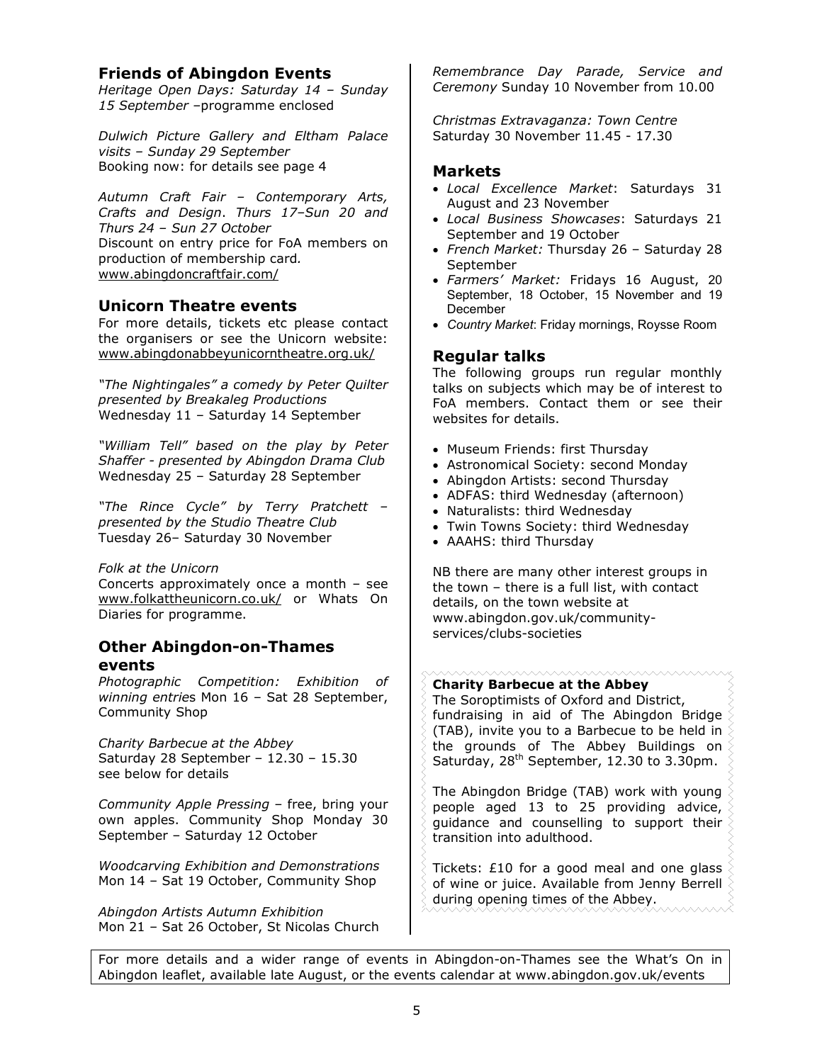## Friends of Abingdon Events

*Heritage Open Days: Saturday 14 – Sunday 15 September* –programme enclosed

*Dulwich Picture Gallery and Eltham Palace visits – Sunday 29 September*
Booking now: for details see page 4

*Autumn Craft Fair – Contemporary Arts, Crafts and Design. Thurs 17–Sun 20 and Thurs 24 – Sun 27 October*
Discount on entry price for FoA members on production of membership card.
www.abingdoncraftfair.com/

## Unicorn Theatre events

For more details, tickets etc please contact the organisers or see the Unicorn website: www.abingdonabbeyunicorntheatre.org.uk/

*"The Nightingales" a comedy by Peter Quilter presented by Breakaleg Productions*
Wednesday 11 – Saturday 14 September

*"William Tell" based on the play by Peter Shaffer - presented by Abingdon Drama Club*
Wednesday 25 – Saturday 28 September

*"The Rince Cycle" by Terry Pratchett – presented by the Studio Theatre Club*
Tuesday 26– Saturday 30 November

*Folk at the Unicorn*
Concerts approximately once a month – see www.folkattheunicorn.co.uk/ or Whats On Diaries for programme.

## Other Abingdon-on-Thames events

*Photographic Competition: Exhibition of winning entries* Mon 16 – Sat 28 September, Community Shop

*Charity Barbecue at the Abbey*
Saturday 28 September – 12.30 – 15.30
see below for details

*Community Apple Pressing* – free, bring your own apples. Community Shop Monday 30 September – Saturday 12 October

*Woodcarving Exhibition and Demonstrations*
Mon 14 – Sat 19 October, Community Shop

*Abingdon Artists Autumn Exhibition*
Mon 21 – Sat 26 October, St Nicolas Church

*Remembrance Day Parade, Service and Ceremony* Sunday 10 November from 10.00

*Christmas Extravaganza: Town Centre*
Saturday 30 November 11.45 - 17.30

## Markets

- *Local Excellence Market*: Saturdays 31 August and 23 November
- *Local Business Showcases*: Saturdays 21 September and 19 October
- *French Market:* Thursday 26 – Saturday 28 September
- *Farmers' Market:* Fridays 16 August, 20 September, 18 October, 15 November and 19 December
- *Country Market*: Friday mornings, Roysse Room

## Regular talks

The following groups run regular monthly talks on subjects which may be of interest to FoA members. Contact them or see their websites for details.

- Museum Friends: first Thursday
- Astronomical Society: second Monday
- Abingdon Artists: second Thursday
- ADFAS: third Wednesday (afternoon)
- Naturalists: third Wednesday
- Twin Towns Society: third Wednesday
- AAAHS: third Thursday

NB there are many other interest groups in the town – there is a full list, with contact details, on the town website at www.abingdon.gov.uk/community-services/clubs-societies

**Charity Barbecue at the Abbey**

The Soroptimists of Oxford and District, fundraising in aid of The Abingdon Bridge (TAB), invite you to a Barbecue to be held in the grounds of The Abbey Buildings on Saturday, 28th September, 12.30 to 3.30pm.

The Abingdon Bridge (TAB) work with young people aged 13 to 25 providing advice, guidance and counselling to support their transition into adulthood.

Tickets: £10 for a good meal and one glass of wine or juice. Available from Jenny Berrell during opening times of the Abbey.

For more details and a wider range of events in Abingdon-on-Thames see the What's On in Abingdon leaflet, available late August, or the events calendar at www.abingdon.gov.uk/events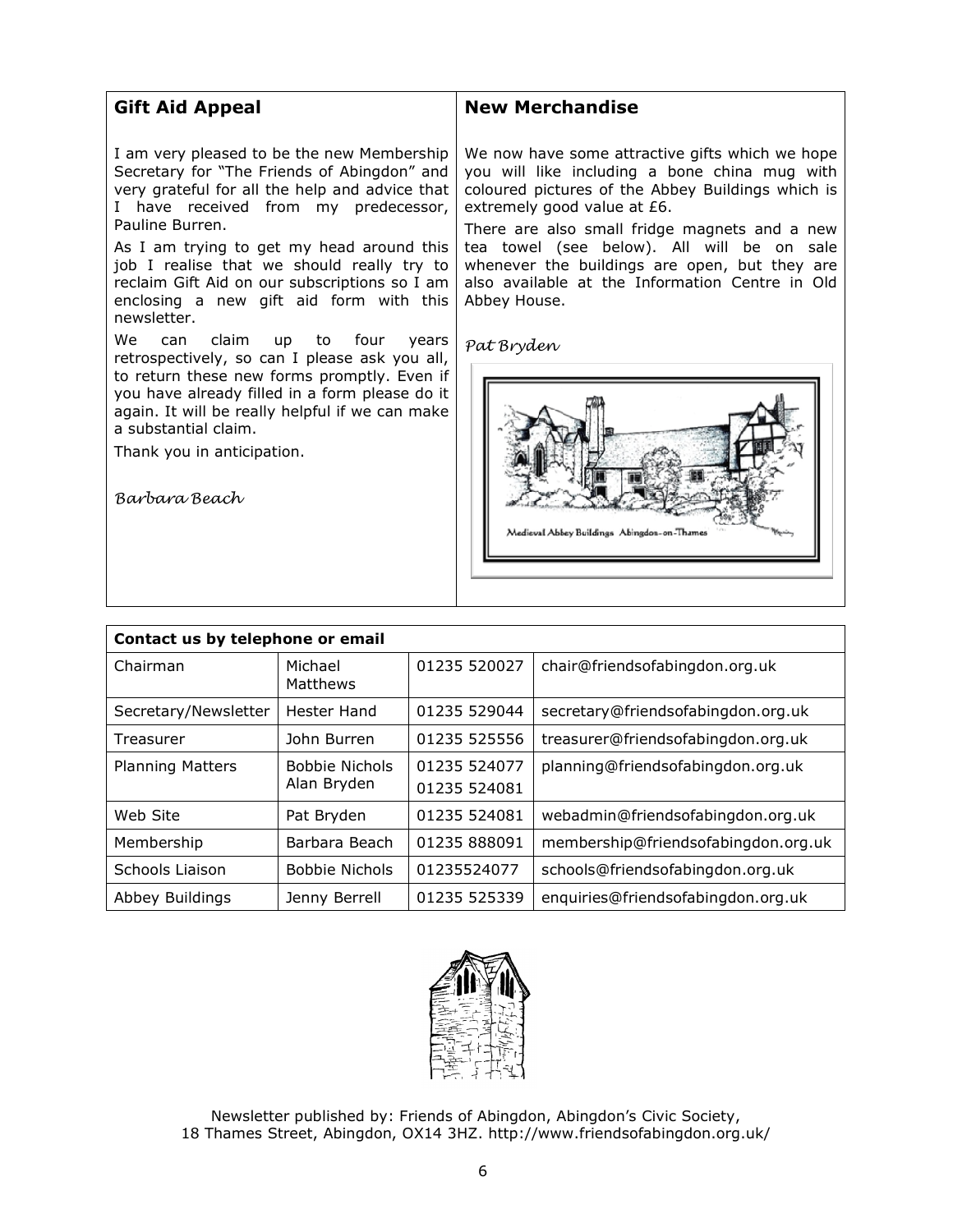## Gift Aid Appeal

I am very pleased to be the new Membership Secretary for "The Friends of Abingdon" and very grateful for all the help and advice that I have received from my predecessor, Pauline Burren.

As I am trying to get my head around this job I realise that we should really try to reclaim Gift Aid on our subscriptions so I am enclosing a new gift aid form with this newsletter.

We can claim up to four years retrospectively, so can I please ask you all, to return these new forms promptly. Even if you have already filled in a form please do it again. It will be really helpful if we can make a substantial claim.

Thank you in anticipation.

*Barbara Beach*

## New Merchandise

We now have some attractive gifts which we hope you will like including a bone china mug with coloured pictures of the Abbey Buildings which is extremely good value at £6.

There are also small fridge magnets and a new tea towel (see below). All will be on sale whenever the buildings are open, but they are also available at the Information Centre in Old Abbey House.

*Pat Bryden*

Medieval Abbey Buildings Abingdon-on-Thames

| Contact us by telephone or email | | | |
|---|---|---|---|
| Chairman | Michael Matthews | 01235 520027 | chair@friendsofabingdon.org.uk |
| Secretary/Newsletter | Hester Hand | 01235 529044 | secretary@friendsofabingdon.org.uk |
| Treasurer | John Burren | 01235 525556 | treasurer@friendsofabingdon.org.uk |
| Planning Matters | Bobbie Nichols<br>Alan Bryden | 01235 524077<br>01235 524081 | planning@friendsofabingdon.org.uk |
| Web Site | Pat Bryden | 01235 524081 | webadmin@friendsofabingdon.org.uk |
| Membership | Barbara Beach | 01235 888091 | membership@friendsofabingdon.org.uk |
| Schools Liaison | Bobbie Nichols | 01235524077 | schools@friendsofabingdon.org.uk |
| Abbey Buildings | Jenny Berrell | 01235 525339 | enquiries@friendsofabingdon.org.uk |

Newsletter published by: Friends of Abingdon, Abingdon's Civic Society,
18 Thames Street, Abingdon, OX14 3HZ. http://www.friendsofabingdon.org.uk/